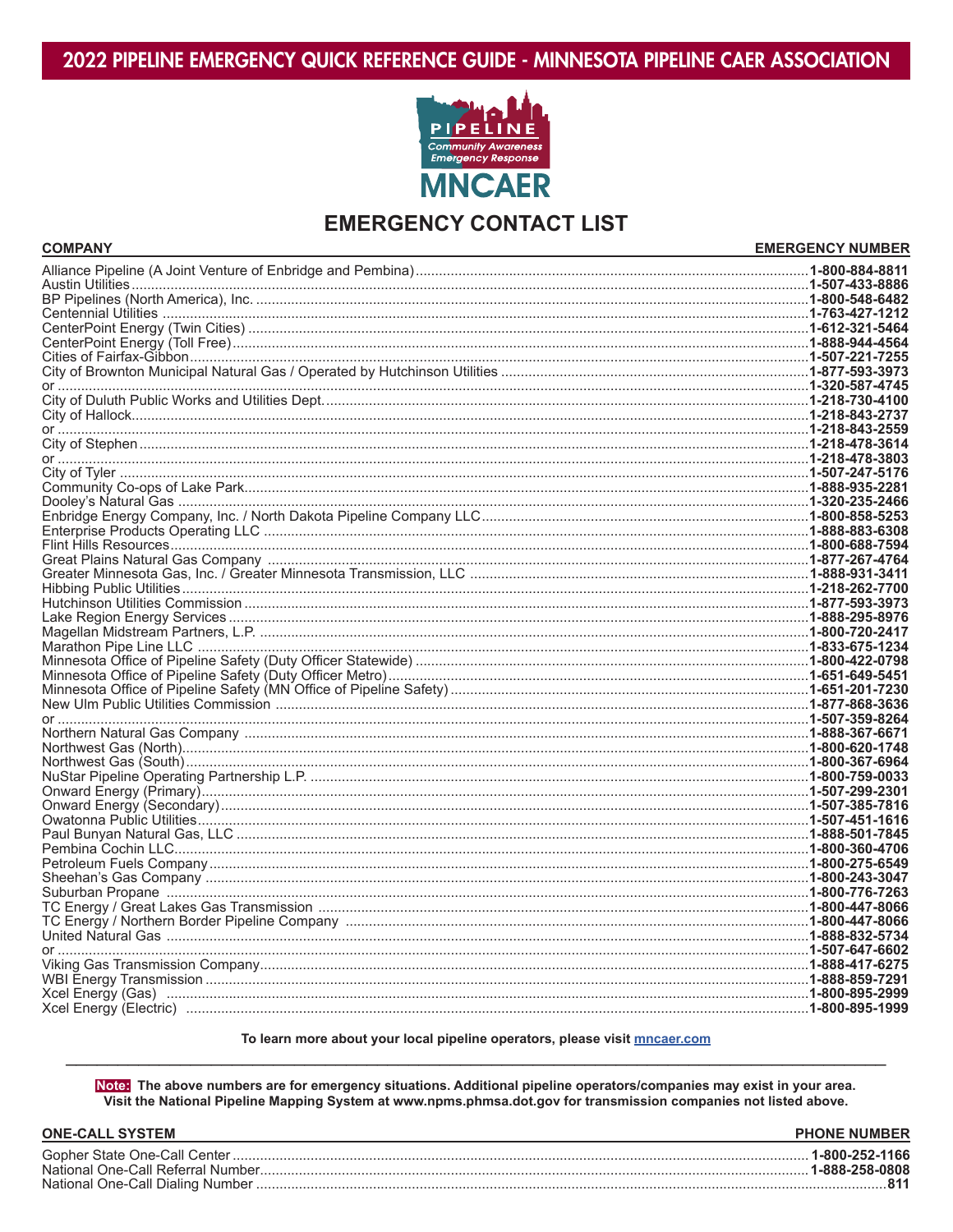# 2022 PIPELINE EMERGENCY QUICK REFERENCE GUIDE - MINNESOTA PIPELINE CAER ASSOCIATION

PIPELINE
Community Awareness Emergency Response
MNCAER

## EMERGENCY CONTACT LIST

| COMPANY | EMERGENCY NUMBER |
|---|---|
| Alliance Pipeline (A Joint Venture of Enbridge and Pembina) | 1-800-884-8811 |
| Austin Utilities | 1-507-433-8886 |
| BP Pipelines (North America), Inc. | 1-800-548-6482 |
| Centennial Utilities | 1-763-427-1212 |
| CenterPoint Energy (Twin Cities) | 1-612-321-5464 |
| CenterPoint Energy (Toll Free) | 1-888-944-4564 |
| Cities of Fairfax-Gibbon | 1-507-221-7255 |
| City of Brownton Municipal Natural Gas / Operated by Hutchinson Utilities | 1-877-593-3973 |
| or | 1-320-587-4745 |
| City of Duluth Public Works and Utilities Dept. | 1-218-730-4100 |
| City of Hallock | 1-218-843-2737 |
| or | 1-218-843-2559 |
| City of Stephen | 1-218-478-3614 |
| or | 1-218-478-3803 |
| City of Tyler | 1-507-247-5176 |
| Community Co-ops of Lake Park | 1-888-935-2281 |
| Dooley's Natural Gas | 1-320-235-2466 |
| Enbridge Energy Company, Inc. / North Dakota Pipeline Company LLC | 1-800-858-5253 |
| Enterprise Products Operating LLC | 1-888-883-6308 |
| Flint Hills Resources | 1-800-688-7594 |
| Great Plains Natural Gas Company | 1-877-267-4764 |
| Greater Minnesota Gas, Inc. / Greater Minnesota Transmission, LLC | 1-888-931-3411 |
| Hibbing Public Utilities | 1-218-262-7700 |
| Hutchinson Utilities Commission | 1-877-593-3973 |
| Lake Region Energy Services | 1-888-295-8976 |
| Magellan Midstream Partners, L.P. | 1-800-720-2417 |
| Marathon Pipe Line LLC | 1-833-675-1234 |
| Minnesota Office of Pipeline Safety (Duty Officer Statewide) | 1-800-422-0798 |
| Minnesota Office of Pipeline Safety (Duty Officer Metro) | 1-651-649-5451 |
| Minnesota Office of Pipeline Safety (MN Office of Pipeline Safety) | 1-651-201-7230 |
| New Ulm Public Utilities Commission | 1-877-868-3636 |
| or | 1-507-359-8264 |
| Northern Natural Gas Company | 1-888-367-6671 |
| Northwest Gas (North) | 1-800-620-1748 |
| Northwest Gas (South) | 1-800-367-6964 |
| NuStar Pipeline Operating Partnership L.P. | 1-800-759-0033 |
| Onward Energy (Primary) | 1-507-299-2301 |
| Onward Energy (Secondary) | 1-507-385-7816 |
| Owatonna Public Utilities | 1-507-451-1616 |
| Paul Bunyan Natural Gas, LLC | 1-888-501-7845 |
| Pembina Cochin LLC | 1-800-360-4706 |
| Petroleum Fuels Company | 1-800-275-6549 |
| Sheehan's Gas Company | 1-800-243-3047 |
| Suburban Propane | 1-800-776-7263 |
| TC Energy / Great Lakes Gas Transmission | 1-800-447-8066 |
| TC Energy / Northern Border Pipeline Company | 1-800-447-8066 |
| United Natural Gas | 1-888-832-5734 |
| or | 1-507-647-6602 |
| Viking Gas Transmission Company | 1-888-417-6275 |
| WBI Energy Transmission | 1-888-859-7291 |
| Xcel Energy (Gas) | 1-800-895-2999 |
| Xcel Energy (Electric) | 1-800-895-1999 |

**To learn more about your local pipeline operators, please visit mncaer.com**

**Note: The above numbers are for emergency situations. Additional pipeline operators/companies may exist in your area. Visit the National Pipeline Mapping System at www.npms.phmsa.dot.gov for transmission companies not listed above.**

| ONE-CALL SYSTEM | PHONE NUMBER |
|---|---|
| Gopher State One-Call Center | 1-800-252-1166 |
| National One-Call Referral Number | 1-888-258-0808 |
| National One-Call Dialing Number | 811 |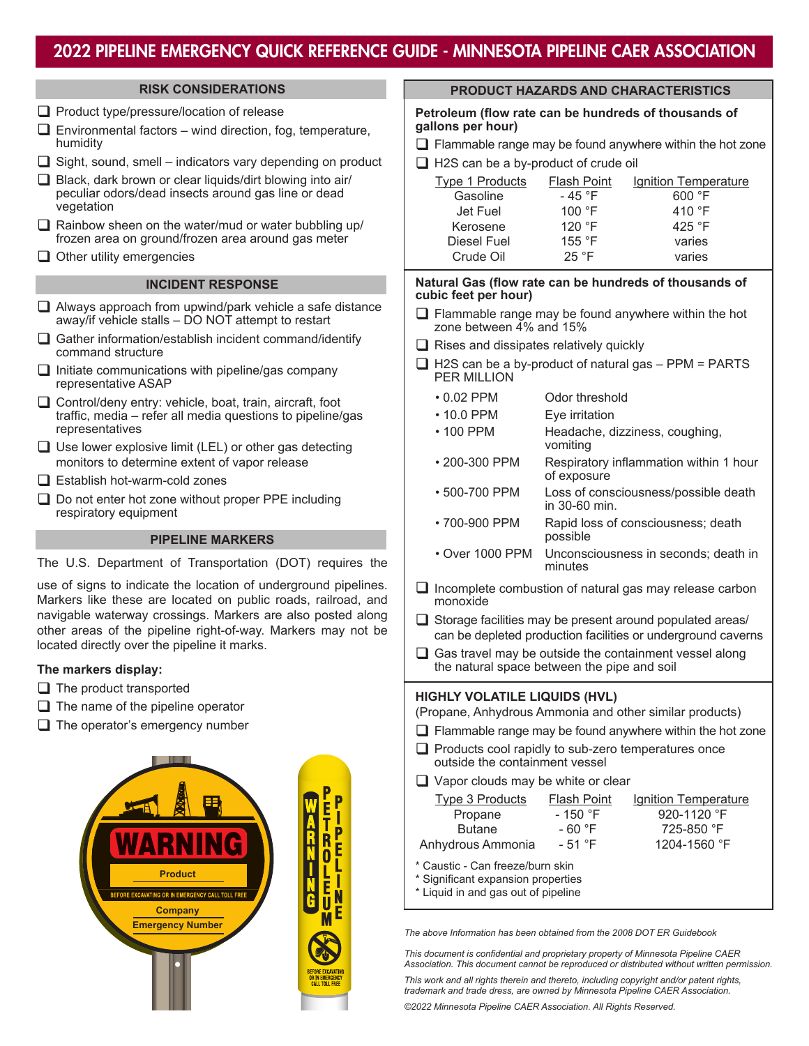# 2022 PIPELINE EMERGENCY QUICK REFERENCE GUIDE - MINNESOTA PIPELINE CAER ASSOCIATION

## RISK CONSIDERATIONS

- ❑ Product type/pressure/location of release
- ❑ Environmental factors – wind direction, fog, temperature, humidity
- ❑ Sight, sound, smell – indicators vary depending on product
- ❑ Black, dark brown or clear liquids/dirt blowing into air/ peculiar odors/dead insects around gas line or dead vegetation
- ❑ Rainbow sheen on the water/mud or water bubbling up/ frozen area on ground/frozen area around gas meter
- ❑ Other utility emergencies

## INCIDENT RESPONSE

- ❑ Always approach from upwind/park vehicle a safe distance away/if vehicle stalls – DO NOT attempt to restart
- ❑ Gather information/establish incident command/identify command structure
- ❑ Initiate communications with pipeline/gas company representative ASAP
- ❑ Control/deny entry: vehicle, boat, train, aircraft, foot traffic, media – refer all media questions to pipeline/gas representatives
- ❑ Use lower explosive limit (LEL) or other gas detecting monitors to determine extent of vapor release
- ❑ Establish hot-warm-cold zones
- ❑ Do not enter hot zone without proper PPE including respiratory equipment

## PIPELINE MARKERS

The U.S. Department of Transportation (DOT) requires the use of signs to indicate the location of underground pipelines. Markers like these are located on public roads, railroad, and navigable waterway crossings. Markers are also posted along other areas of the pipeline right-of-way. Markers may not be located directly over the pipeline it marks.

**The markers display:**

- ❑ The product transported
- ❑ The name of the pipeline operator
- ❑ The operator's emergency number

WARNING
Product
BEFORE EXCAVATING OR IN EMERGENCY CALL TOLL FREE
Company
Emergency Number

WARNING PETROLEUM PIPELINE
BEFORE EXCAVATING OR IN EMERGENCY CALL TOLL FREE

## PRODUCT HAZARDS AND CHARACTERISTICS

**Petroleum (flow rate can be hundreds of thousands of gallons per hour)**

- ❑ Flammable range may be found anywhere within the hot zone
- ❑ $H_2S$ can be a by-product of crude oil

| Type 1 Products | Flash Point | Ignition Temperature |
|---|---|---|
| Gasoline | - 45 °F | 600 °F |
| Jet Fuel | 100 °F | 410 °F |
| Kerosene | 120 °F | 425 °F |
| Diesel Fuel | 155 °F | varies |
| Crude Oil | 25 °F | varies |

**Natural Gas (flow rate can be hundreds of thousands of cubic feet per hour)**

- ❑ Flammable range may be found anywhere within the hot zone between 4% and 15%
- ❑ Rises and dissipates relatively quickly
- ❑ $H_2S$ can be a by-product of natural gas – PPM = PARTS PER MILLION

| | |
|---|---|
| • 0.02 PPM | Odor threshold |
| • 10.0 PPM | Eye irritation |
| • 100 PPM | Headache, dizziness, coughing, vomiting |
| • 200-300 PPM | Respiratory inflammation within 1 hour of exposure |
| • 500-700 PPM | Loss of consciousness/possible death in 30-60 min. |
| • 700-900 PPM | Rapid loss of consciousness; death possible |
| • Over 1000 PPM | Unconsciousness in seconds; death in minutes |

- ❑ Incomplete combustion of natural gas may release carbon monoxide
- ❑ Storage facilities may be present around populated areas/ can be depleted production facilities or underground caverns
- ❑ Gas travel may be outside the containment vessel along the natural space between the pipe and soil

**HIGHLY VOLATILE LIQUIDS (HVL)**

(Propane, Anhydrous Ammonia and other similar products)

- ❑ Flammable range may be found anywhere within the hot zone
- ❑ Products cool rapidly to sub-zero temperatures once outside the containment vessel
- ❑ Vapor clouds may be white or clear

| Type 3 Products | Flash Point | Ignition Temperature |
|---|---|---|
| Propane | - 150 °F | 920-1120 °F |
| Butane | - 60 °F | 725-850 °F |
| Anhydrous Ammonia | - 51 °F | 1204-1560 °F |

* Caustic - Can freeze/burn skin
* Significant expansion properties
* Liquid in and gas out of pipeline

*The above Information has been obtained from the 2008 DOT ER Guidebook*

*This document is confidential and proprietary property of Minnesota Pipeline CAER Association. This document cannot be reproduced or distributed without written permission.*

*This work and all rights therein and thereto, including copyright and/or patent rights, trademark and trade dress, are owned by Minnesota Pipeline CAER Association.*

*©2022 Minnesota Pipeline CAER Association. All Rights Reserved.*